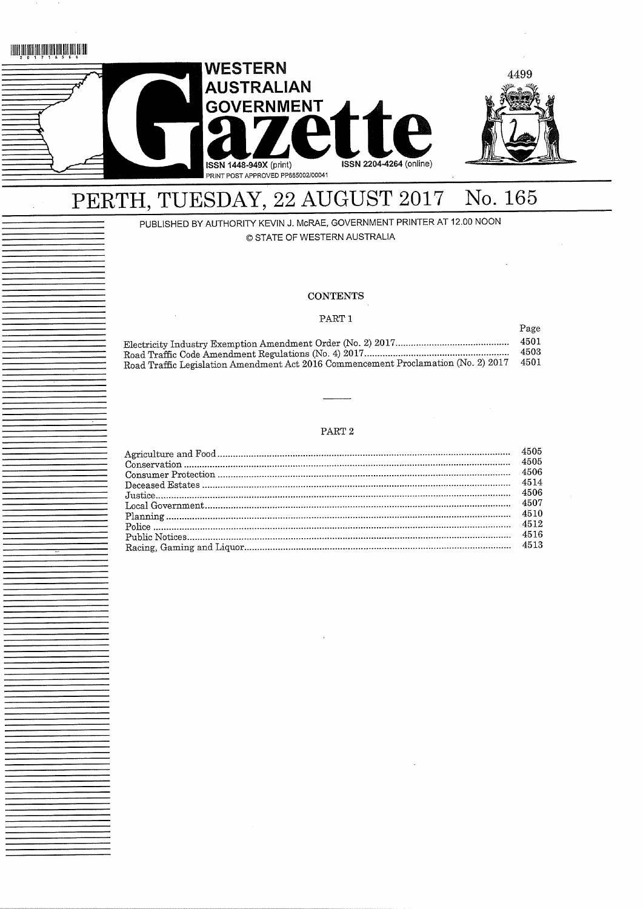# WESTERN AUSTRALIAN GOVERNMENT Gazette

ISSN 1448-949X (print) ISSN 2204-4264 (online)

PRINT POST APPROVED PP665002/00041

# PERTH, TUESDAY, 22 AUGUST 2017 No. 165

PUBLISHED BY AUTHORITY KEVIN J. McRAE, GOVERNMENT PRINTER AT 12.00 NOON

© STATE OF WESTERN AUSTRALIA

## CONTENTS

### PART 1

| | Page |
|---|---|
| Electricity Industry Exemption Amendment Order (No. 2) 2017 | 4501 |
| Road Traffic Code Amendment Regulations (No. 4) 2017 | 4503 |
| Road Traffic Legislation Amendment Act 2016 Commencement Proclamation (No. 2) 2017 | 4501 |

---

### PART 2

| | Page |
|---|---|
| Agriculture and Food | 4505 |
| Conservation | 4505 |
| Consumer Protection | 4506 |
| Deceased Estates | 4514 |
| Justice | 4506 |
| Local Government | 4507 |
| Planning | 4510 |
| Police | 4512 |
| Public Notices | 4516 |
| Racing, Gaming and Liquor | 4513 |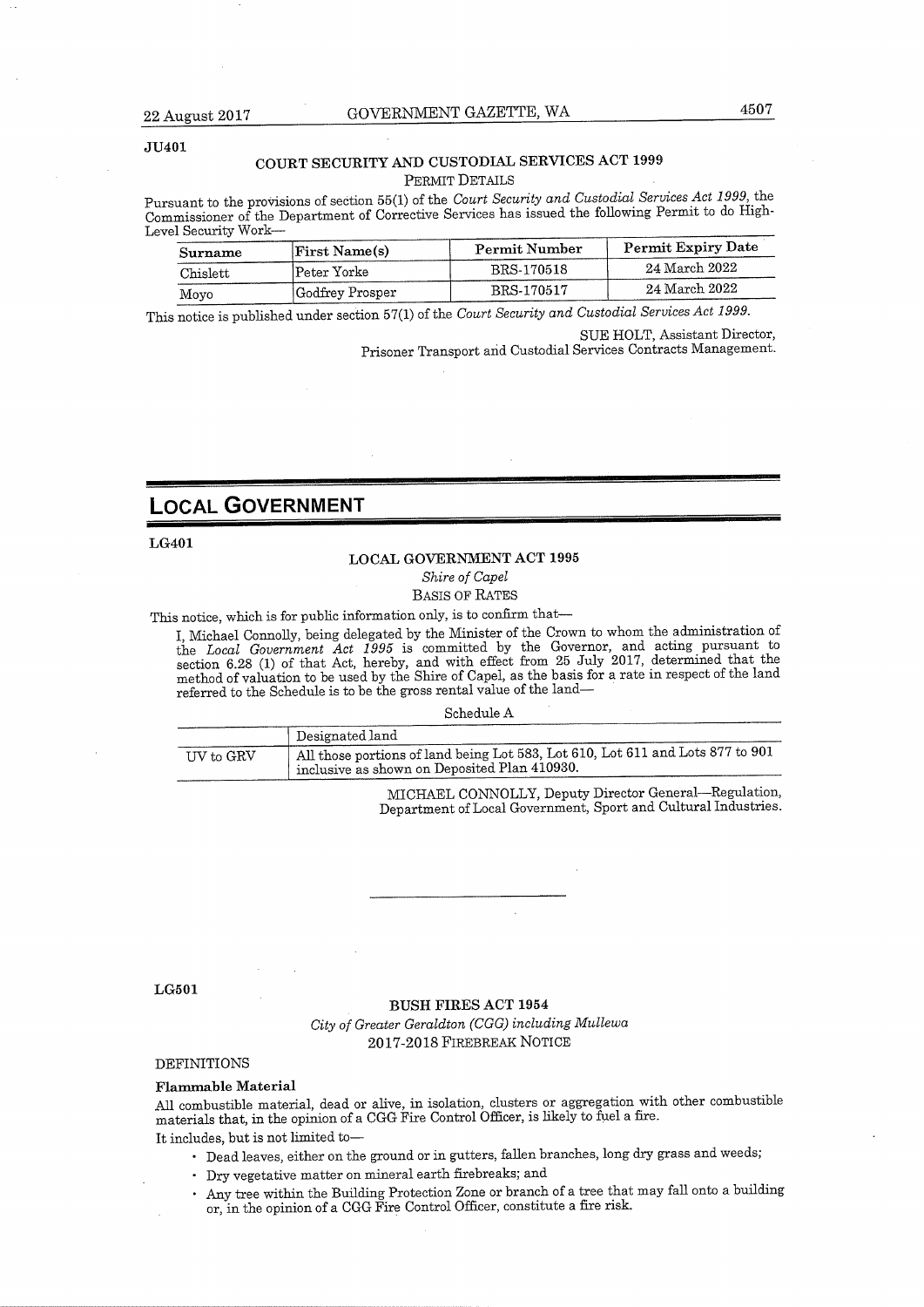JU401

## COURT SECURITY AND CUSTODIAL SERVICES ACT 1999

PERMIT DETAILS

Pursuant to the provisions of section 55(1) of the *Court Security and Custodial Services Act 1999*, the Commissioner of the Department of Corrective Services has issued the following Permit to do High-Level Security Work—

| Surname | First Name(s) | Permit Number | Permit Expiry Date |
|---|---|---|---|
| Chislett | Peter Yorke | BRS-170518 | 24 March 2022 |
| Moyo | Godfrey Prosper | BRS-170517 | 24 March 2022 |

This notice is published under section 57(1) of the *Court Security and Custodial Services Act 1999*.

SUE HOLT, Assistant Director,
Prisoner Transport and Custodial Services Contracts Management.

---

# LOCAL GOVERNMENT

LG401

## LOCAL GOVERNMENT ACT 1995

*Shire of Capel*

BASIS OF RATES

This notice, which is for public information only, is to confirm that—

I, Michael Connolly, being delegated by the Minister of the Crown to whom the administration of the *Local Government Act 1995* is committed by the Governor, and acting pursuant to section 6.28 (1) of that Act, hereby, and with effect from 25 July 2017, determined that the method of valuation to be used by the Shire of Capel, as the basis for a rate in respect of the land referred to the Schedule is to be the gross rental value of the land—

Schedule A

| | Designated land |
|---|---|
| UV to GRV | All those portions of land being Lot 583, Lot 610, Lot 611 and Lots 877 to 901 inclusive as shown on Deposited Plan 410930. |

MICHAEL CONNOLLY, Deputy Director General—Regulation,
Department of Local Government, Sport and Cultural Industries.

---

LG501

## BUSH FIRES ACT 1954

*City of Greater Geraldton (CGG) including Mullewa*

2017-2018 FIREBREAK NOTICE

DEFINITIONS

**Flammable Material**

All combustible material, dead or alive, in isolation, clusters or aggregation with other combustible materials that, in the opinion of a CGG Fire Control Officer, is likely to fuel a fire.

It includes, but is not limited to—

- Dead leaves, either on the ground or in gutters, fallen branches, long dry grass and weeds;
- Dry vegetative matter on mineral earth firebreaks; and
- Any tree within the Building Protection Zone or branch of a tree that may fall onto a building or, in the opinion of a CGG Fire Control Officer, constitute a fire risk.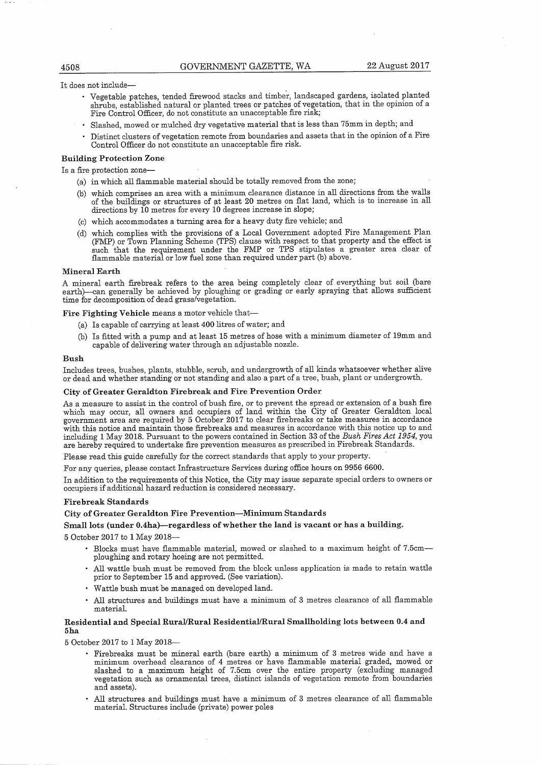It does not include—

- Vegetable patches, tended firewood stacks and timber, landscaped gardens, isolated planted shrubs, established natural or planted trees or patches of vegetation, that in the opinion of a Fire Control Officer, do not constitute an unacceptable fire risk;
- Slashed, mowed or mulched dry vegetative material that is less than 75mm in depth; and
- Distinct clusters of vegetation remote from boundaries and assets that in the opinion of a Fire Control Officer do not constitute an unacceptable fire risk.

**Building Protection Zone**

Is a fire protection zone—

(a) in which all flammable material should be totally removed from the zone;

(b) which comprises an area with a minimum clearance distance in all directions from the walls of the buildings or structures of at least 20 metres on flat land, which is to increase in all directions by 10 metres for every 10 degrees increase in slope;

(c) which accommodates a turning area for a heavy duty fire vehicle; and

(d) which complies with the provisions of a Local Government adopted Fire Management Plan (FMP) or Town Planning Scheme (TPS) clause with respect to that property and the effect is such that the requirement under the FMP or TPS stipulates a greater area clear of flammable material or low fuel zone than required under part (b) above.

**Mineral Earth**

A mineral earth firebreak refers to the area being completely clear of everything but soil (bare earth)—can generally be achieved by ploughing or grading or early spraying that allows sufficient time for decomposition of dead grass/vegetation.

**Fire Fighting Vehicle** means a motor vehicle that—

(a) Is capable of carrying at least 400 litres of water; and

(b) Is fitted with a pump and at least 15 metres of hose with a minimum diameter of 19mm and capable of delivering water through an adjustable nozzle.

**Bush**

Includes trees, bushes, plants, stubble, scrub, and undergrowth of all kinds whatsoever whether alive or dead and whether standing or not standing and also a part of a tree, bush, plant or undergrowth.

**City of Greater Geraldton Firebreak and Fire Prevention Order**

As a measure to assist in the control of bush fire, or to prevent the spread or extension of a bush fire which may occur, all owners and occupiers of land within the City of Greater Geraldton local government area are required by 5 October 2017 to clear firebreaks or take measures in accordance with this notice and maintain those firebreaks and measures in accordance with this notice up to and including 1 May 2018. Pursuant to the powers contained in Section 33 of the *Bush Fires Act 1954*, you are hereby required to undertake fire prevention measures as prescribed in Firebreak Standards.

Please read this guide carefully for the correct standards that apply to your property.

For any queries, please contact Infrastructure Services during office hours on 9956 6600.

In addition to the requirements of this Notice, the City may issue separate special orders to owners or occupiers if additional hazard reduction is considered necessary.

**Firebreak Standards**

**City of Greater Geraldton Fire Prevention—Minimum Standards**

**Small lots (under 0.4ha)—regardless of whether the land is vacant or has a building.**

5 October 2017 to 1 May 2018—

- Blocks must have flammable material, mowed or slashed to a maximum height of 7.5cm—ploughing and rotary hoeing are not permitted.
- All wattle bush must be removed from the block unless application is made to retain wattle prior to September 15 and approved. (See variation).
- Wattle bush must be managed on developed land.
- All structures and buildings must have a minimum of 3 metres clearance of all flammable material.

**Residential and Special Rural/Rural Residential/Rural Smallholding lots between 0.4 and 5ha**

5 October 2017 to 1 May 2018—

- Firebreaks must be mineral earth (bare earth) a minimum of 3 metres wide and have a minimum overhead clearance of 4 metres or have flammable material graded, mowed or slashed to a maximum height of 7.5cm over the entire property (excluding managed vegetation such as ornamental trees, distinct islands of vegetation remote from boundaries and assets).
- All structures and buildings must have a minimum of 3 metres clearance of all flammable material. Structures include (private) power poles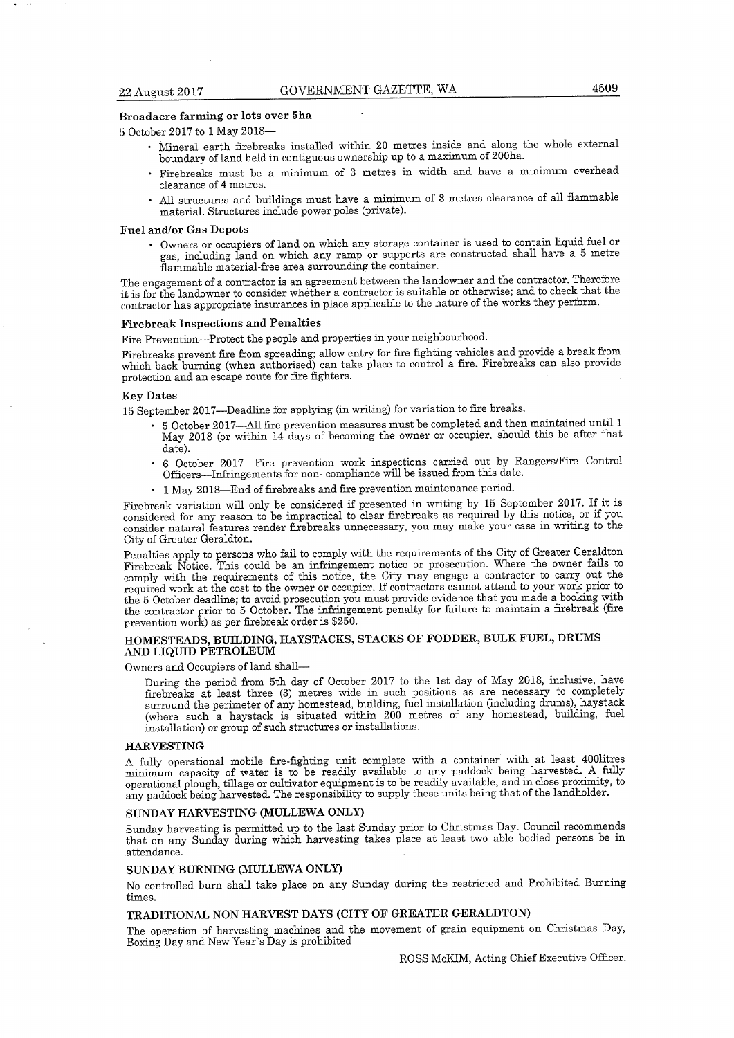**Broadacre farming or lots over 5ha**

5 October 2017 to 1 May 2018—

- Mineral earth firebreaks installed within 20 metres inside and along the whole external boundary of land held in contiguous ownership up to a maximum of 200ha.
- Firebreaks must be a minimum of 3 metres in width and have a minimum overhead clearance of 4 metres.
- All structures and buildings must have a minimum of 3 metres clearance of all flammable material. Structures include power poles (private).

**Fuel and/or Gas Depots**

- Owners or occupiers of land on which any storage container is used to contain liquid fuel or gas, including land on which any ramp or supports are constructed shall have a 5 metre flammable material-free area surrounding the container.

The engagement of a contractor is an agreement between the landowner and the contractor. Therefore it is for the landowner to consider whether a contractor is suitable or otherwise; and to check that the contractor has appropriate insurances in place applicable to the nature of the works they perform.

**Firebreak Inspections and Penalties**

Fire Prevention—Protect the people and properties in your neighbourhood.

Firebreaks prevent fire from spreading; allow entry for fire fighting vehicles and provide a break from which back burning (when authorised) can take place to control a fire. Firebreaks can also provide protection and an escape route for fire fighters.

**Key Dates**

15 September 2017—Deadline for applying (in writing) for variation to fire breaks.

- 5 October 2017—All fire prevention measures must be completed and then maintained until 1 May 2018 (or within 14 days of becoming the owner or occupier, should this be after that date).
- 6 October 2017—Fire prevention work inspections carried out by Rangers/Fire Control Officers—Infringements for non- compliance will be issued from this date.
- 1 May 2018—End of firebreaks and fire prevention maintenance period.

Firebreak variation will only be considered if presented in writing by 15 September 2017. If it is considered for any reason to be impractical to clear firebreaks as required by this notice, or if you consider natural features render firebreaks unnecessary, you may make your case in writing to the City of Greater Geraldton.

Penalties apply to persons who fail to comply with the requirements of the City of Greater Geraldton Firebreak Notice. This could be an infringement notice or prosecution. Where the owner fails to comply with the requirements of this notice, the City may engage a contractor to carry out the required work at the cost to the owner or occupier. If contractors cannot attend to your work prior to the 5 October deadline; to avoid prosecution you must provide evidence that you made a booking with the contractor prior to 5 October. The infringement penalty for failure to maintain a firebreak (fire prevention work) as per firebreak order is $250.

**HOMESTEADS, BUILDING, HAYSTACKS, STACKS OF FODDER, BULK FUEL, DRUMS AND LIQUID PETROLEUM**

Owners and Occupiers of land shall—

> During the period from 5th day of October 2017 to the 1st day of May 2018, inclusive, have firebreaks at least three (3) metres wide in such positions as are necessary to completely surround the perimeter of any homestead, building, fuel installation (including drums), haystack (where such a haystack is situated within 200 metres of any homestead, building, fuel installation) or group of such structures or installations.

**HARVESTING**

A fully operational mobile fire-fighting unit complete with a container with at least 400litres minimum capacity of water is to be readily available to any paddock being harvested. A fully operational plough, tillage or cultivator equipment is to be readily available, and in close proximity, to any paddock being harvested. The responsibility to supply these units being that of the landholder.

**SUNDAY HARVESTING (MULLEWA ONLY)**

Sunday harvesting is permitted up to the last Sunday prior to Christmas Day. Council recommends that on any Sunday during which harvesting takes place at least two able bodied persons be in attendance.

**SUNDAY BURNING (MULLEWA ONLY)**

No controlled burn shall take place on any Sunday during the restricted and Prohibited Burning times.

**TRADITIONAL NON HARVEST DAYS (CITY OF GREATER GERALDTON)**

The operation of harvesting machines and the movement of grain equipment on Christmas Day, Boxing Day and New Year's Day is prohibited

ROSS McKIM, Acting Chief Executive Officer.